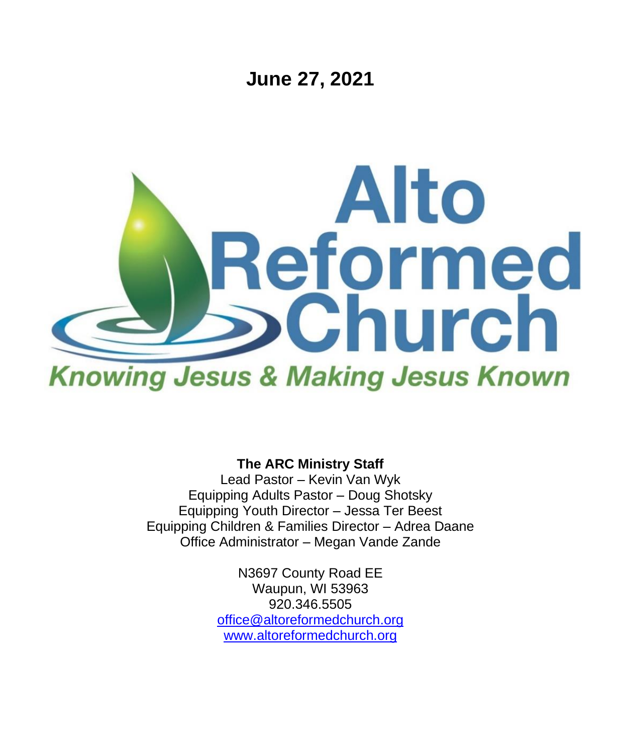# June 27, 2021

# Alto Reformed Church

*Knowing Jesus & Making Jesus Known*

**The ARC Ministry Staff**

Lead Pastor – Kevin Van Wyk
Equipping Adults Pastor – Doug Shotsky
Equipping Youth Director – Jessa Ter Beest
Equipping Children & Families Director – Adrea Daane
Office Administrator – Megan Vande Zande

N3697 County Road EE
Waupun, WI 53963
920.346.5505
office@altoreformedchurch.org
www.altoreformedchurch.org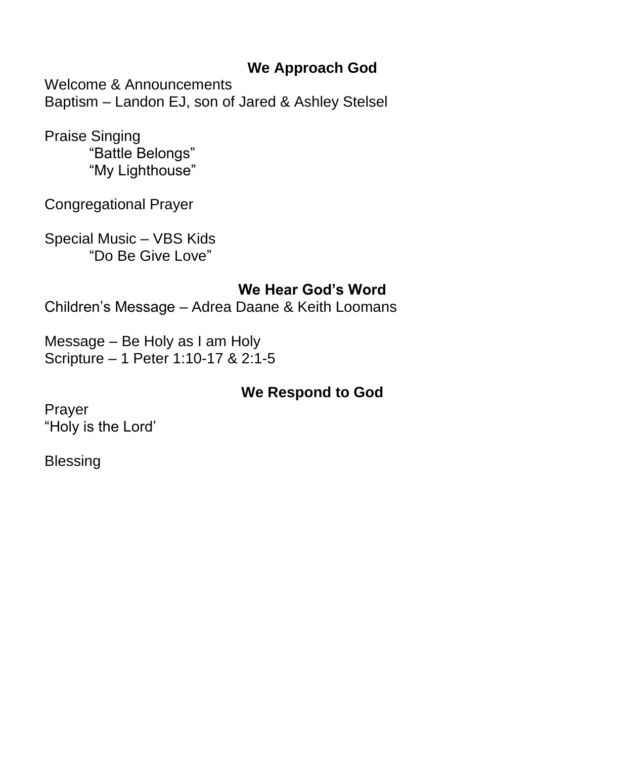## We Approach God

Welcome & Announcements
Baptism – Landon EJ, son of Jared & Ashley Stelsel

Praise Singing
“Battle Belongs”
“My Lighthouse”

Congregational Prayer

Special Music – VBS Kids
“Do Be Give Love”

## We Hear God’s Word

Children’s Message – Adrea Daane & Keith Loomans

Message – Be Holy as I am Holy
Scripture – 1 Peter 1:10-17 & 2:1-5

## We Respond to God

Prayer
“Holy is the Lord’

Blessing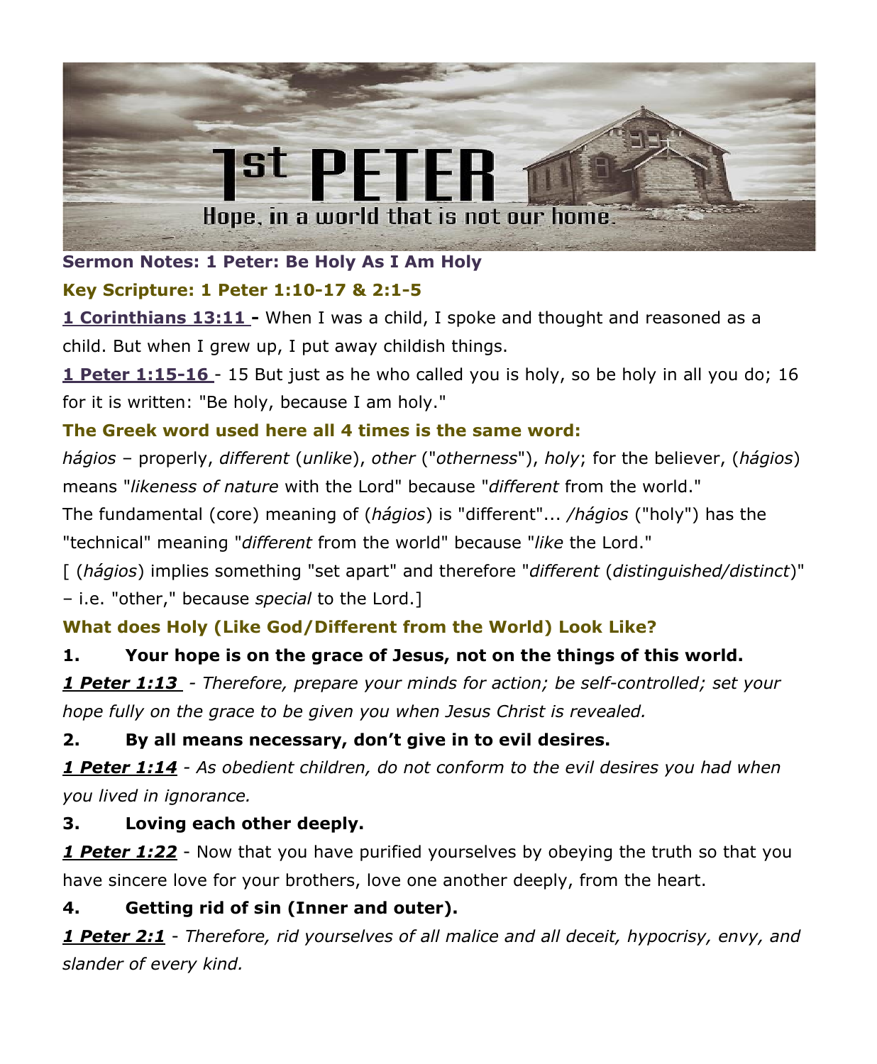**Sermon Notes: 1 Peter: Be Holy As I Am Holy**

**Key Scripture: 1 Peter 1:10-17 & 2:1-5**

**1 Corinthians 13:11 -** When I was a child, I spoke and thought and reasoned as a child. But when I grew up, I put away childish things.

**1 Peter 1:15-16** - 15 But just as he who called you is holy, so be holy in all you do; 16 for it is written: "Be holy, because I am holy."

**The Greek word used here all 4 times is the same word:**

*hágios* – properly, *different* (*unlike*), *other* ("*otherness*"), *holy*; for the believer, (*hágios*) means "*likeness of nature* with the Lord" because "*different* from the world."

The fundamental (core) meaning of (*hágios*) is "different"... */hágios* ("holy") has the "technical" meaning "*different* from the world" because "*like* the Lord."

[ (*hágios*) implies something "set apart" and therefore "*different* (*distinguished/distinct*)" – i.e. "other," because *special* to the Lord.]

**What does Holy (Like God/Different from the World) Look Like?**

1. **Your hope is on the grace of Jesus, not on the things of this world.**

***1 Peter 1:13*** *- Therefore, prepare your minds for action; be self-controlled; set your hope fully on the grace to be given you when Jesus Christ is revealed.*

2. **By all means necessary, don't give in to evil desires.**

***1 Peter 1:14*** *- As obedient children, do not conform to the evil desires you had when you lived in ignorance.*

3. **Loving each other deeply.**

***1 Peter 1:22*** - Now that you have purified yourselves by obeying the truth so that you have sincere love for your brothers, love one another deeply, from the heart.

4. **Getting rid of sin (Inner and outer).**

***1 Peter 2:1*** *- Therefore, rid yourselves of all malice and all deceit, hypocrisy, envy, and slander of every kind.*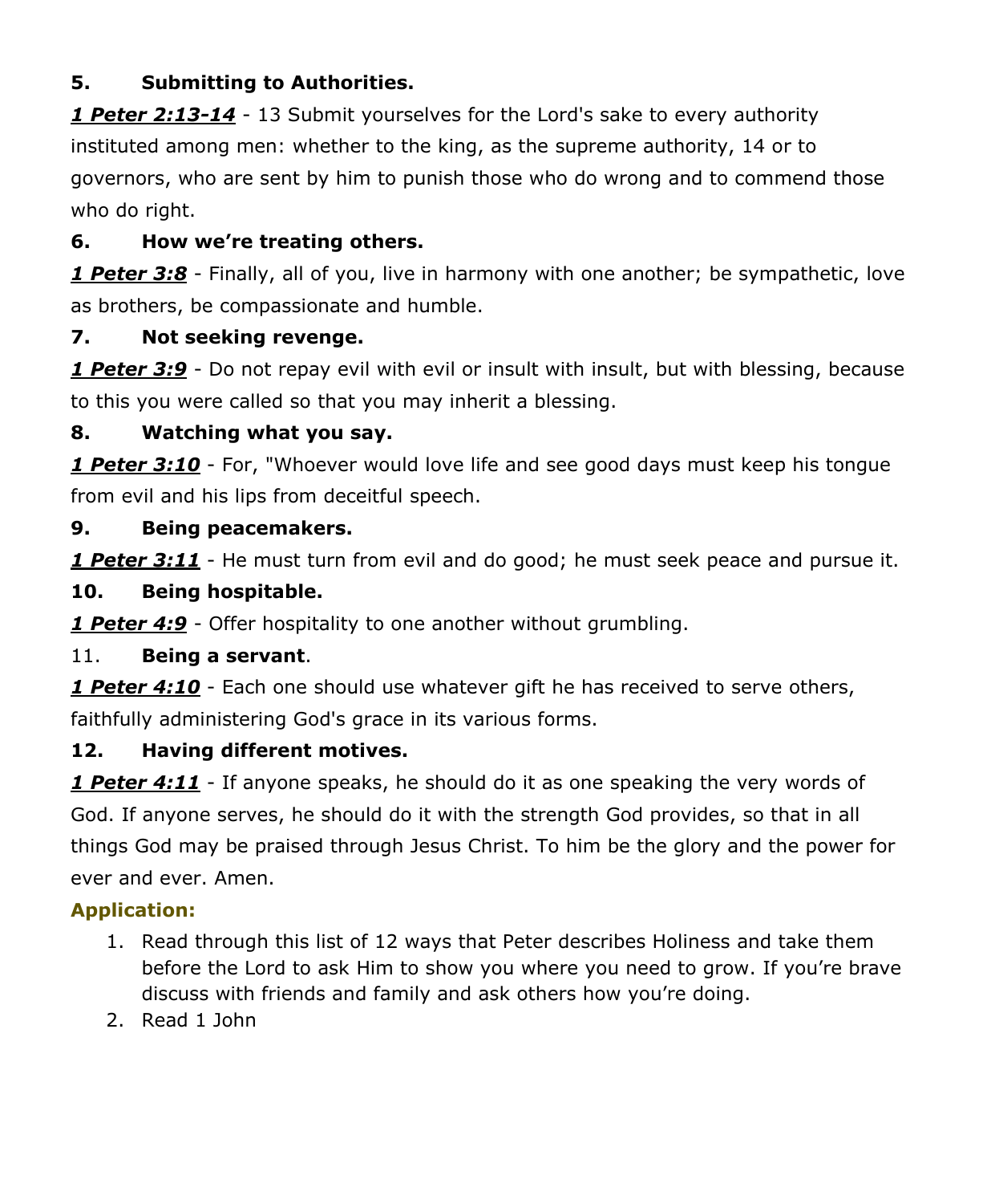**5. Submitting to Authorities.**

***1 Peter 2:13-14*** - 13 Submit yourselves for the Lord's sake to every authority instituted among men: whether to the king, as the supreme authority, 14 or to governors, who are sent by him to punish those who do wrong and to commend those who do right.

**6. How we're treating others.**

***1 Peter 3:8*** - Finally, all of you, live in harmony with one another; be sympathetic, love as brothers, be compassionate and humble.

**7. Not seeking revenge.**

***1 Peter 3:9*** - Do not repay evil with evil or insult with insult, but with blessing, because to this you were called so that you may inherit a blessing.

**8. Watching what you say.**

***1 Peter 3:10*** - For, "Whoever would love life and see good days must keep his tongue from evil and his lips from deceitful speech.

**9. Being peacemakers.**

***1 Peter 3:11*** - He must turn from evil and do good; he must seek peace and pursue it.

**10. Being hospitable.**

***1 Peter 4:9*** - Offer hospitality to one another without grumbling.

11. **Being a servant**.

***1 Peter 4:10*** - Each one should use whatever gift he has received to serve others, faithfully administering God's grace in its various forms.

**12. Having different motives.**

***1 Peter 4:11*** - If anyone speaks, he should do it as one speaking the very words of God. If anyone serves, he should do it with the strength God provides, so that in all things God may be praised through Jesus Christ. To him be the glory and the power for ever and ever. Amen.

**Application:**

1. Read through this list of 12 ways that Peter describes Holiness and take them before the Lord to ask Him to show you where you need to grow. If you're brave discuss with friends and family and ask others how you're doing.
2. Read 1 John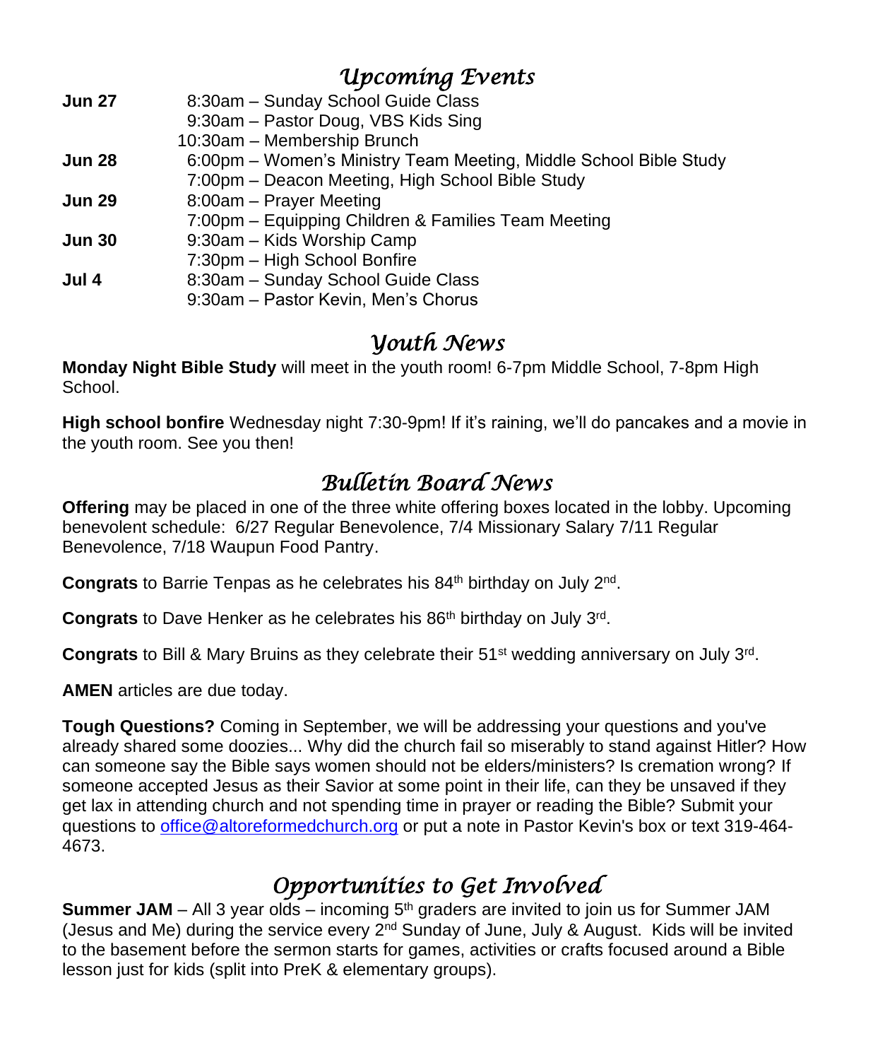## *Upcoming Events*

| | |
|---|---|
| **Jun 27** | 8:30am – Sunday School Guide Class |
| | 9:30am – Pastor Doug, VBS Kids Sing |
| | 10:30am – Membership Brunch |
| **Jun 28** | 6:00pm – Women's Ministry Team Meeting, Middle School Bible Study |
| | 7:00pm – Deacon Meeting, High School Bible Study |
| **Jun 29** | 8:00am – Prayer Meeting |
| | 7:00pm – Equipping Children & Families Team Meeting |
| **Jun 30** | 9:30am – Kids Worship Camp |
| | 7:30pm – High School Bonfire |
| **Jul 4** | 8:30am – Sunday School Guide Class |
| | 9:30am – Pastor Kevin, Men's Chorus |

## *Youth News*

**Monday Night Bible Study** will meet in the youth room! 6-7pm Middle School, 7-8pm High School.

**High school bonfire** Wednesday night 7:30-9pm! If it's raining, we'll do pancakes and a movie in the youth room. See you then!

## *Bulletin Board News*

**Offering** may be placed in one of the three white offering boxes located in the lobby. Upcoming benevolent schedule: 6/27 Regular Benevolence, 7/4 Missionary Salary 7/11 Regular Benevolence, 7/18 Waupun Food Pantry.

**Congrats** to Barrie Tenpas as he celebrates his 84th birthday on July 2nd.

**Congrats** to Dave Henker as he celebrates his 86th birthday on July 3rd.

**Congrats** to Bill & Mary Bruins as they celebrate their 51st wedding anniversary on July 3rd.

**AMEN** articles are due today.

**Tough Questions?** Coming in September, we will be addressing your questions and you've already shared some doozies... Why did the church fail so miserably to stand against Hitler? How can someone say the Bible says women should not be elders/ministers? Is cremation wrong? If someone accepted Jesus as their Savior at some point in their life, can they be unsaved if they get lax in attending church and not spending time in prayer or reading the Bible? Submit your questions to office@altoreformedchurch.org or put a note in Pastor Kevin's box or text 319-464-4673.

## *Opportunities to Get Involved*

**Summer JAM** – All 3 year olds – incoming 5th graders are invited to join us for Summer JAM (Jesus and Me) during the service every 2nd Sunday of June, July & August. Kids will be invited to the basement before the sermon starts for games, activities or crafts focused around a Bible lesson just for kids (split into PreK & elementary groups).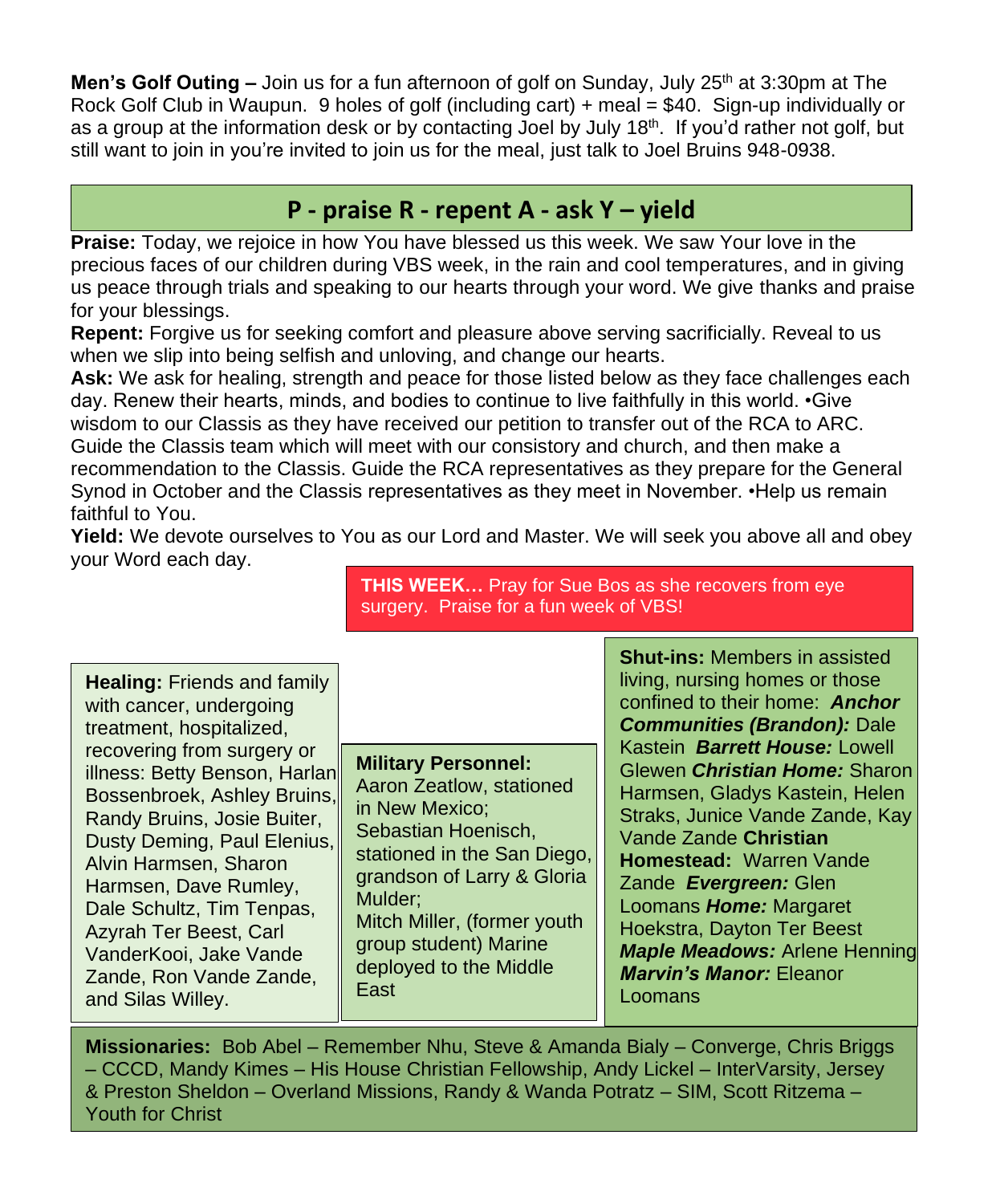**Men's Golf Outing –** Join us for a fun afternoon of golf on Sunday, July 25th at 3:30pm at The Rock Golf Club in Waupun. 9 holes of golf (including cart) + meal = $40. Sign-up individually or as a group at the information desk or by contacting Joel by July 18th. If you'd rather not golf, but still want to join in you're invited to join us for the meal, just talk to Joel Bruins 948-0938.

## P - praise R - repent A - ask Y – yield

**Praise:** Today, we rejoice in how You have blessed us this week. We saw Your love in the precious faces of our children during VBS week, in the rain and cool temperatures, and in giving us peace through trials and speaking to our hearts through your word. We give thanks and praise for your blessings.

**Repent:** Forgive us for seeking comfort and pleasure above serving sacrificially. Reveal to us when we slip into being selfish and unloving, and change our hearts.

**Ask:** We ask for healing, strength and peace for those listed below as they face challenges each day. Renew their hearts, minds, and bodies to continue to live faithfully in this world. •Give wisdom to our Classis as they have received our petition to transfer out of the RCA to ARC. Guide the Classis team which will meet with our consistory and church, and then make a recommendation to the Classis. Guide the RCA representatives as they prepare for the General Synod in October and the Classis representatives as they meet in November. •Help us remain faithful to You.

**Yield:** We devote ourselves to You as our Lord and Master. We will seek you above all and obey your Word each day.

**THIS WEEK…** Pray for Sue Bos as she recovers from eye surgery. Praise for a fun week of VBS!

**Healing:** Friends and family with cancer, undergoing treatment, hospitalized, recovering from surgery or illness: Betty Benson, Harlan Bossenbroek, Ashley Bruins, Randy Bruins, Josie Buiter, Dusty Deming, Paul Elenius, Alvin Harmsen, Sharon Harmsen, Dave Rumley, Dale Schultz, Tim Tenpas, Azyrah Ter Beest, Carl VanderKooi, Jake Vande Zande, Ron Vande Zande, and Silas Willey.

**Military Personnel:**
Aaron Zeatlow, stationed in New Mexico;
Sebastian Hoenisch, stationed in the San Diego, grandson of Larry & Gloria Mulder;
Mitch Miller, (former youth group student) Marine deployed to the Middle East

**Shut-ins:** Members in assisted living, nursing homes or those confined to their home: ***Anchor Communities (Brandon):*** Dale Kastein ***Barrett House:*** Lowell Glewen ***Christian Home:*** Sharon Harmsen, Gladys Kastein, Helen Straks, Junice Vande Zande, Kay Vande Zande **Christian Homestead:** Warren Vande Zande ***Evergreen:*** Glen Loomans ***Home:*** Margaret Hoekstra, Dayton Ter Beest ***Maple Meadows:*** Arlene Henning ***Marvin's Manor:*** Eleanor Loomans

**Missionaries:** Bob Abel – Remember Nhu, Steve & Amanda Bialy – Converge, Chris Briggs – CCCD, Mandy Kimes – His House Christian Fellowship, Andy Lickel – InterVarsity, Jersey & Preston Sheldon – Overland Missions, Randy & Wanda Potratz – SIM, Scott Ritzema – Youth for Christ